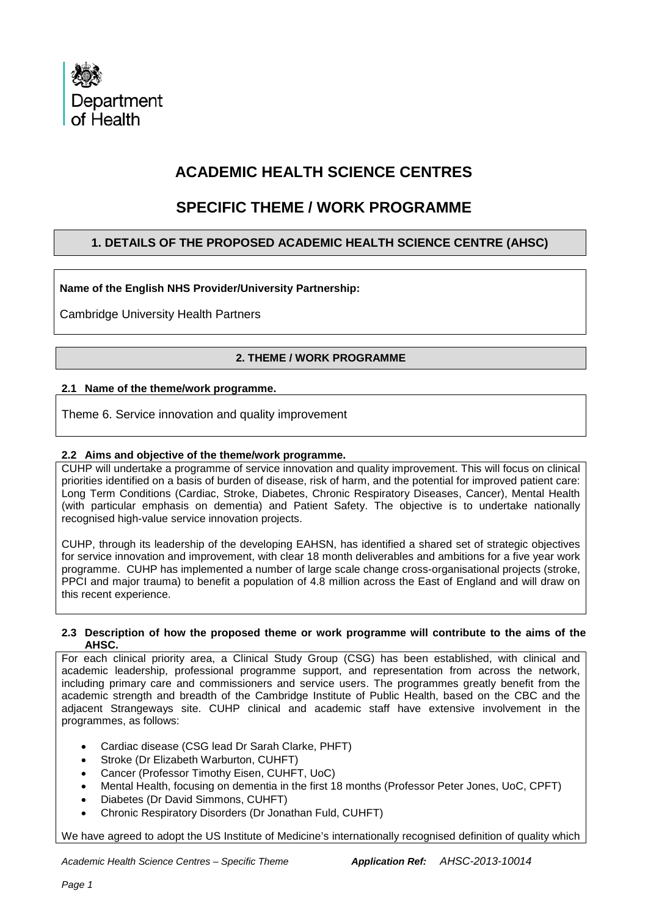Department of Health

# ACADEMIC HEALTH SCIENCE CENTRES

# SPECIFIC THEME / WORK PROGRAMME

## 1. DETAILS OF THE PROPOSED ACADEMIC HEALTH SCIENCE CENTRE (AHSC)

**Name of the English NHS Provider/University Partnership:**

Cambridge University Health Partners

## 2. THEME / WORK PROGRAMME

### 2.1 Name of the theme/work programme.

Theme 6. Service innovation and quality improvement

### 2.2 Aims and objective of the theme/work programme.

CUHP will undertake a programme of service innovation and quality improvement. This will focus on clinical priorities identified on a basis of burden of disease, risk of harm, and the potential for improved patient care: Long Term Conditions (Cardiac, Stroke, Diabetes, Chronic Respiratory Diseases, Cancer), Mental Health (with particular emphasis on dementia) and Patient Safety. The objective is to undertake nationally recognised high-value service innovation projects.

CUHP, through its leadership of the developing EAHSN, has identified a shared set of strategic objectives for service innovation and improvement, with clear 18 month deliverables and ambitions for a five year work programme. CUHP has implemented a number of large scale change cross-organisational projects (stroke, PPCI and major trauma) to benefit a population of 4.8 million across the East of England and will draw on this recent experience.

### 2.3 Description of how the proposed theme or work programme will contribute to the aims of the AHSC.

For each clinical priority area, a Clinical Study Group (CSG) has been established, with clinical and academic leadership, professional programme support, and representation from across the network, including primary care and commissioners and service users. The programmes greatly benefit from the academic strength and breadth of the Cambridge Institute of Public Health, based on the CBC and the adjacent Strangeways site. CUHP clinical and academic staff have extensive involvement in the programmes, as follows:

- Cardiac disease (CSG lead Dr Sarah Clarke, PHFT)
- Stroke (Dr Elizabeth Warburton, CUHFT)
- Cancer (Professor Timothy Eisen, CUHFT, UoC)
- Mental Health, focusing on dementia in the first 18 months (Professor Peter Jones, UoC, CPFT)
- Diabetes (Dr David Simmons, CUHFT)
- Chronic Respiratory Disorders (Dr Jonathan Fuld, CUHFT)

We have agreed to adopt the US Institute of Medicine's internationally recognised definition of quality which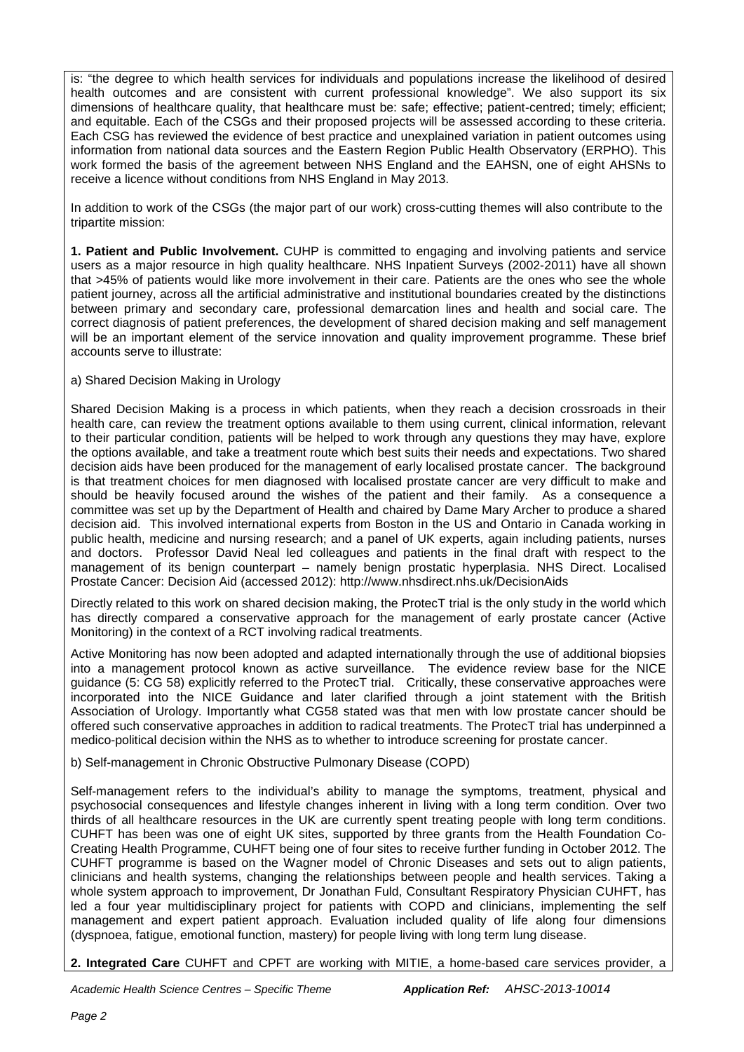is: "the degree to which health services for individuals and populations increase the likelihood of desired health outcomes and are consistent with current professional knowledge". We also support its six dimensions of healthcare quality, that healthcare must be: safe; effective; patient-centred; timely; efficient; and equitable. Each of the CSGs and their proposed projects will be assessed according to these criteria. Each CSG has reviewed the evidence of best practice and unexplained variation in patient outcomes using information from national data sources and the Eastern Region Public Health Observatory (ERPHO). This work formed the basis of the agreement between NHS England and the EAHSN, one of eight AHSNs to receive a licence without conditions from NHS England in May 2013.

In addition to work of the CSGs (the major part of our work) cross-cutting themes will also contribute to the tripartite mission:

**1. Patient and Public Involvement.** CUHP is committed to engaging and involving patients and service users as a major resource in high quality healthcare. NHS Inpatient Surveys (2002-2011) have all shown that >45% of patients would like more involvement in their care. Patients are the ones who see the whole patient journey, across all the artificial administrative and institutional boundaries created by the distinctions between primary and secondary care, professional demarcation lines and health and social care. The correct diagnosis of patient preferences, the development of shared decision making and self management will be an important element of the service innovation and quality improvement programme. These brief accounts serve to illustrate:

a) Shared Decision Making in Urology

Shared Decision Making is a process in which patients, when they reach a decision crossroads in their health care, can review the treatment options available to them using current, clinical information, relevant to their particular condition, patients will be helped to work through any questions they may have, explore the options available, and take a treatment route which best suits their needs and expectations. Two shared decision aids have been produced for the management of early localised prostate cancer. The background is that treatment choices for men diagnosed with localised prostate cancer are very difficult to make and should be heavily focused around the wishes of the patient and their family. As a consequence a committee was set up by the Department of Health and chaired by Dame Mary Archer to produce a shared decision aid. This involved international experts from Boston in the US and Ontario in Canada working in public health, medicine and nursing research; and a panel of UK experts, again including patients, nurses and doctors. Professor David Neal led colleagues and patients in the final draft with respect to the management of its benign counterpart – namely benign prostatic hyperplasia. NHS Direct. Localised Prostate Cancer: Decision Aid (accessed 2012): http://www.nhsdirect.nhs.uk/DecisionAids

Directly related to this work on shared decision making, the ProtecT trial is the only study in the world which has directly compared a conservative approach for the management of early prostate cancer (Active Monitoring) in the context of a RCT involving radical treatments.

Active Monitoring has now been adopted and adapted internationally through the use of additional biopsies into a management protocol known as active surveillance. The evidence review base for the NICE guidance (5: CG 58) explicitly referred to the ProtecT trial. Critically, these conservative approaches were incorporated into the NICE Guidance and later clarified through a joint statement with the British Association of Urology. Importantly what CG58 stated was that men with low prostate cancer should be offered such conservative approaches in addition to radical treatments. The ProtecT trial has underpinned a medico-political decision within the NHS as to whether to introduce screening for prostate cancer.

b) Self-management in Chronic Obstructive Pulmonary Disease (COPD)

Self-management refers to the individual's ability to manage the symptoms, treatment, physical and psychosocial consequences and lifestyle changes inherent in living with a long term condition. Over two thirds of all healthcare resources in the UK are currently spent treating people with long term conditions. CUHFT has been was one of eight UK sites, supported by three grants from the Health Foundation Co-Creating Health Programme, CUHFT being one of four sites to receive further funding in October 2012. The CUHFT programme is based on the Wagner model of Chronic Diseases and sets out to align patients, clinicians and health systems, changing the relationships between people and health services. Taking a whole system approach to improvement, Dr Jonathan Fuld, Consultant Respiratory Physician CUHFT, has led a four year multidisciplinary project for patients with COPD and clinicians, implementing the self management and expert patient approach. Evaluation included quality of life along four dimensions (dyspnoea, fatigue, emotional function, mastery) for people living with long term lung disease.

**2. Integrated Care** CUHFT and CPFT are working with MITIE, a home-based care services provider, a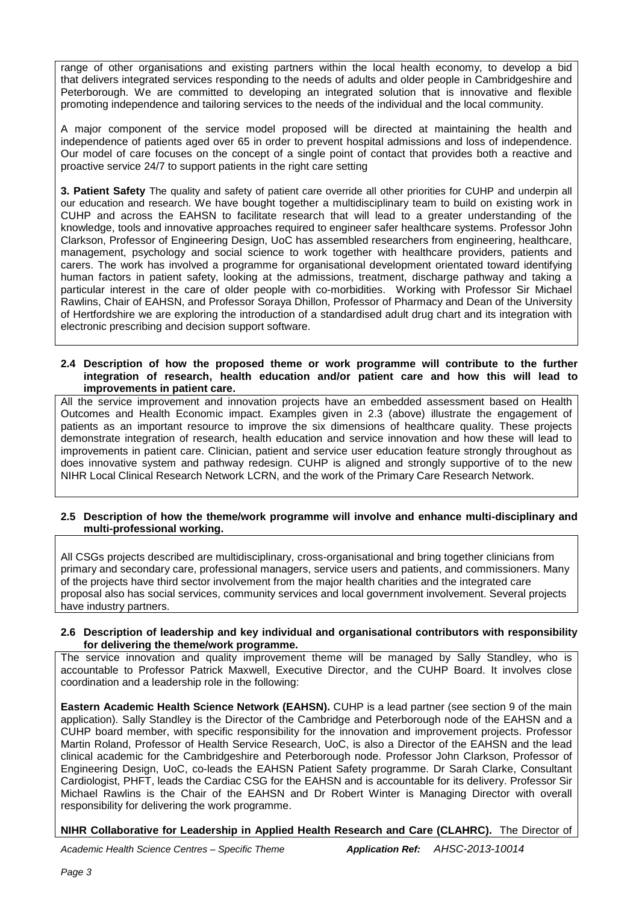range of other organisations and existing partners within the local health economy, to develop a bid that delivers integrated services responding to the needs of adults and older people in Cambridgeshire and Peterborough. We are committed to developing an integrated solution that is innovative and flexible promoting independence and tailoring services to the needs of the individual and the local community.

A major component of the service model proposed will be directed at maintaining the health and independence of patients aged over 65 in order to prevent hospital admissions and loss of independence. Our model of care focuses on the concept of a single point of contact that provides both a reactive and proactive service 24/7 to support patients in the right care setting

**3. Patient Safety** The quality and safety of patient care override all other priorities for CUHP and underpin all our education and research. We have bought together a multidisciplinary team to build on existing work in CUHP and across the EAHSN to facilitate research that will lead to a greater understanding of the knowledge, tools and innovative approaches required to engineer safer healthcare systems. Professor John Clarkson, Professor of Engineering Design, UoC has assembled researchers from engineering, healthcare, management, psychology and social science to work together with healthcare providers, patients and carers. The work has involved a programme for organisational development orientated toward identifying human factors in patient safety, looking at the admissions, treatment, discharge pathway and taking a particular interest in the care of older people with co-morbidities. Working with Professor Sir Michael Rawlins, Chair of EAHSN, and Professor Soraya Dhillon, Professor of Pharmacy and Dean of the University of Hertfordshire we are exploring the introduction of a standardised adult drug chart and its integration with electronic prescribing and decision support software.

**2.4 Description of how the proposed theme or work programme will contribute to the further integration of research, health education and/or patient care and how this will lead to improvements in patient care.**

All the service improvement and innovation projects have an embedded assessment based on Health Outcomes and Health Economic impact. Examples given in 2.3 (above) illustrate the engagement of patients as an important resource to improve the six dimensions of healthcare quality. These projects demonstrate integration of research, health education and service innovation and how these will lead to improvements in patient care. Clinician, patient and service user education feature strongly throughout as does innovative system and pathway redesign. CUHP is aligned and strongly supportive of to the new NIHR Local Clinical Research Network LCRN, and the work of the Primary Care Research Network.

**2.5 Description of how the theme/work programme will involve and enhance multi-disciplinary and multi-professional working.**

All CSGs projects described are multidisciplinary, cross-organisational and bring together clinicians from primary and secondary care, professional managers, service users and patients, and commissioners. Many of the projects have third sector involvement from the major health charities and the integrated care proposal also has social services, community services and local government involvement. Several projects have industry partners.

**2.6 Description of leadership and key individual and organisational contributors with responsibility for delivering the theme/work programme.**

The service innovation and quality improvement theme will be managed by Sally Standley, who is accountable to Professor Patrick Maxwell, Executive Director, and the CUHP Board. It involves close coordination and a leadership role in the following:

**Eastern Academic Health Science Network (EAHSN).** CUHP is a lead partner (see section 9 of the main application). Sally Standley is the Director of the Cambridge and Peterborough node of the EAHSN and a CUHP board member, with specific responsibility for the innovation and improvement projects. Professor Martin Roland, Professor of Health Service Research, UoC, is also a Director of the EAHSN and the lead clinical academic for the Cambridgeshire and Peterborough node. Professor John Clarkson, Professor of Engineering Design, UoC, co-leads the EAHSN Patient Safety programme. Dr Sarah Clarke, Consultant Cardiologist, PHFT, leads the Cardiac CSG for the EAHSN and is accountable for its delivery. Professor Sir Michael Rawlins is the Chair of the EAHSN and Dr Robert Winter is Managing Director with overall responsibility for delivering the work programme.

**NIHR Collaborative for Leadership in Applied Health Research and Care (CLAHRC).** The Director of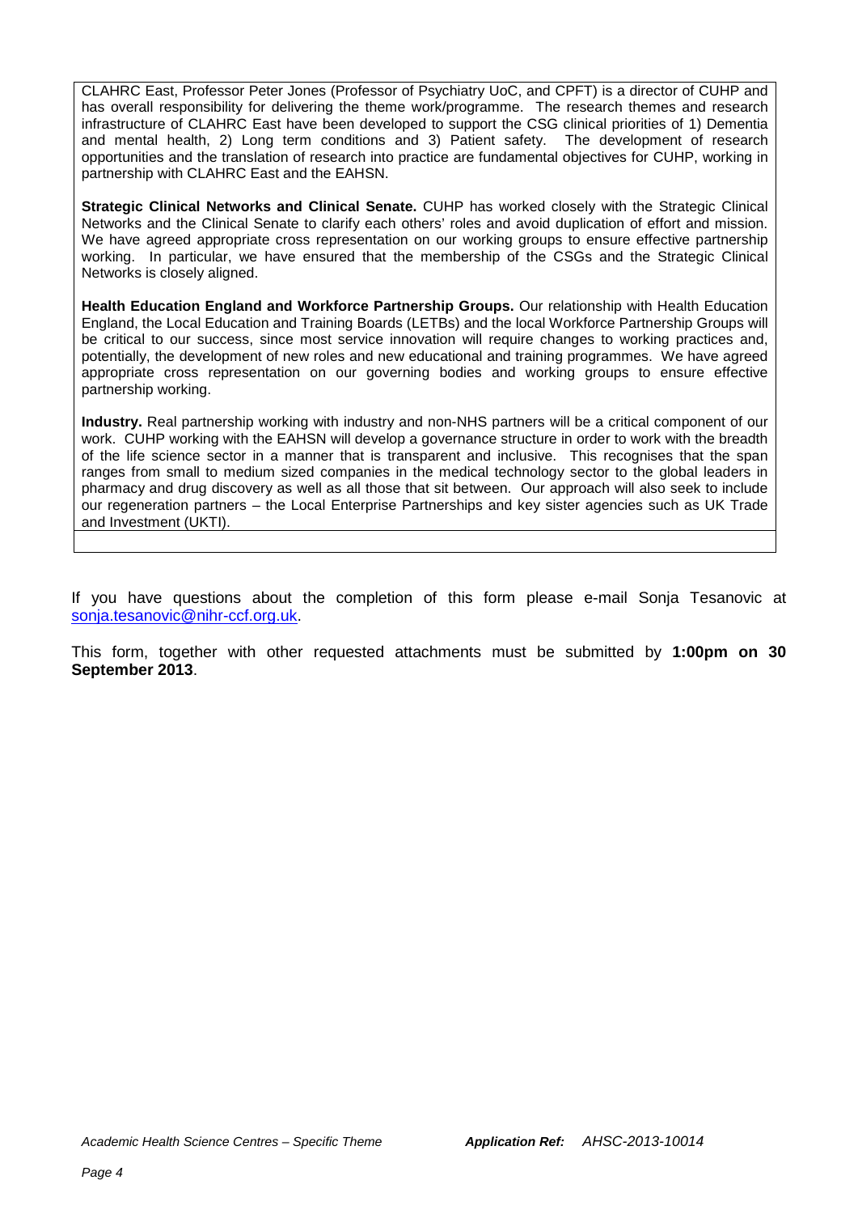CLAHRC East, Professor Peter Jones (Professor of Psychiatry UoC, and CPFT) is a director of CUHP and has overall responsibility for delivering the theme work/programme. The research themes and research infrastructure of CLAHRC East have been developed to support the CSG clinical priorities of 1) Dementia and mental health, 2) Long term conditions and 3) Patient safety. The development of research opportunities and the translation of research into practice are fundamental objectives for CUHP, working in partnership with CLAHRC East and the EAHSN.

**Strategic Clinical Networks and Clinical Senate.** CUHP has worked closely with the Strategic Clinical Networks and the Clinical Senate to clarify each others' roles and avoid duplication of effort and mission. We have agreed appropriate cross representation on our working groups to ensure effective partnership working. In particular, we have ensured that the membership of the CSGs and the Strategic Clinical Networks is closely aligned.

**Health Education England and Workforce Partnership Groups.** Our relationship with Health Education England, the Local Education and Training Boards (LETBs) and the local Workforce Partnership Groups will be critical to our success, since most service innovation will require changes to working practices and, potentially, the development of new roles and new educational and training programmes. We have agreed appropriate cross representation on our governing bodies and working groups to ensure effective partnership working.

**Industry.** Real partnership working with industry and non-NHS partners will be a critical component of our work. CUHP working with the EAHSN will develop a governance structure in order to work with the breadth of the life science sector in a manner that is transparent and inclusive. This recognises that the span ranges from small to medium sized companies in the medical technology sector to the global leaders in pharmacy and drug discovery as well as all those that sit between. Our approach will also seek to include our regeneration partners – the Local Enterprise Partnerships and key sister agencies such as UK Trade and Investment (UKTI).

If you have questions about the completion of this form please e-mail Sonja Tesanovic at sonja.tesanovic@nihr-ccf.org.uk.

This form, together with other requested attachments must be submitted by **1:00pm on 30 September 2013**.